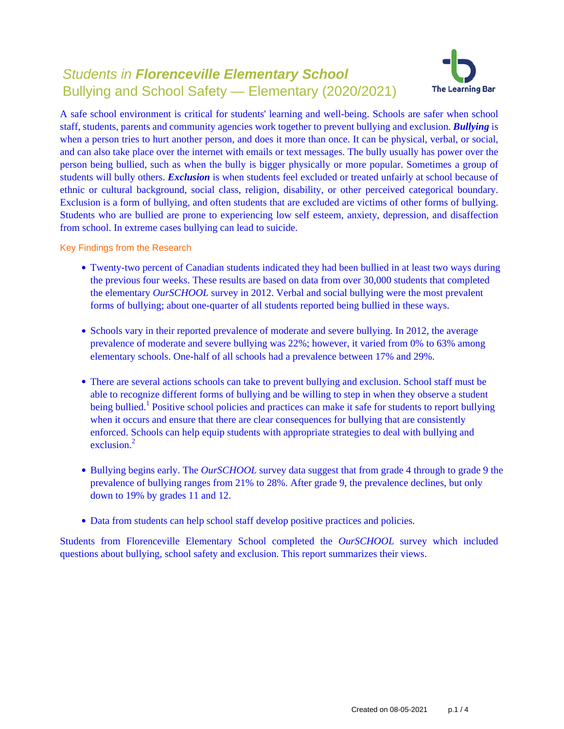# *Students in **Florenceville Elementary School***

## Bullying and School Safety — Elementary (2020/2021)

The Learning Bar

A safe school environment is critical for students' learning and well-being. Schools are safer when school staff, students, parents and community agencies work together to prevent bullying and exclusion. ***Bullying*** is when a person tries to hurt another person, and does it more than once. It can be physical, verbal, or social, and can also take place over the internet with emails or text messages. The bully usually has power over the person being bullied, such as when the bully is bigger physically or more popular. Sometimes a group of students will bully others. ***Exclusion*** is when students feel excluded or treated unfairly at school because of ethnic or cultural background, social class, religion, disability, or other perceived categorical boundary. Exclusion is a form of bullying, and often students that are excluded are victims of other forms of bullying. Students who are bullied are prone to experiencing low self esteem, anxiety, depression, and disaffection from school. In extreme cases bullying can lead to suicide.

### Key Findings from the Research

- Twenty-two percent of Canadian students indicated they had been bullied in at least two ways during the previous four weeks. These results are based on data from over 30,000 students that completed the elementary *OurSCHOOL* survey in 2012. Verbal and social bullying were the most prevalent forms of bullying; about one-quarter of all students reported being bullied in these ways.

- Schools vary in their reported prevalence of moderate and severe bullying. In 2012, the average prevalence of moderate and severe bullying was 22%; however, it varied from 0% to 63% among elementary schools. One-half of all schools had a prevalence between 17% and 29%.

- There are several actions schools can take to prevent bullying and exclusion. School staff must be able to recognize different forms of bullying and be willing to step in when they observe a student being bullied.[1] Positive school policies and practices can make it safe for students to report bullying when it occurs and ensure that there are clear consequences for bullying that are consistently enforced. Schools can help equip students with appropriate strategies to deal with bullying and exclusion.[2]

- Bullying begins early. The *OurSCHOOL* survey data suggest that from grade 4 through to grade 9 the prevalence of bullying ranges from 21% to 28%. After grade 9, the prevalence declines, but only down to 19% by grades 11 and 12.

- Data from students can help school staff develop positive practices and policies.

Students from Florenceville Elementary School completed the *OurSCHOOL* survey which included questions about bullying, school safety and exclusion. This report summarizes their views.

Created on 08-05-2021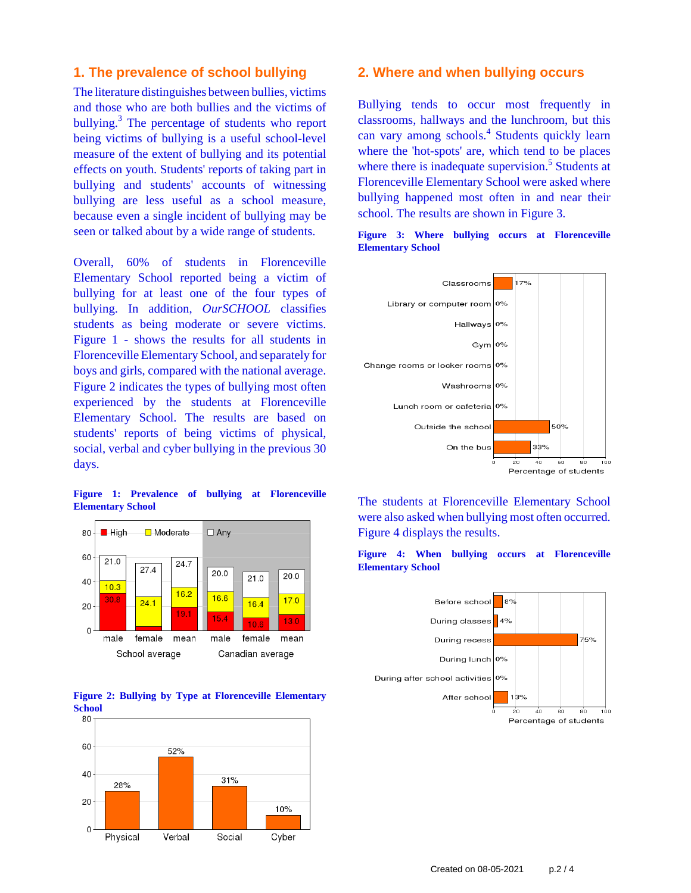## 1. The prevalence of school bullying

The literature distinguishes between bullies, victims and those who are both bullies and the victims of bullying.[3] The percentage of students who report being victims of bullying is a useful school-level measure of the extent of bullying and its potential effects on youth. Students' reports of taking part in bullying and students' accounts of witnessing bullying are less useful as a school measure, because even a single incident of bullying may be seen or talked about by a wide range of students.

Overall, 60% of students in Florenceville Elementary School reported being a victim of bullying for at least one of the four types of bullying. In addition, *OurSCHOOL* classifies students as being moderate or severe victims. Figure 1 - shows the results for all students in Florenceville Elementary School, and separately for boys and girls, compared with the national average. Figure 2 indicates the types of bullying most often experienced by the students at Florenceville Elementary School. The results are based on students' reports of being victims of physical, social, verbal and cyber bullying in the previous 30 days.

**Figure 1: Prevalence of bullying at Florenceville Elementary School**

| | School average | | | Canadian average | | |
|---|---|---|---|---|---|---|
| | male | female | mean | male | female | mean |
| High | 30.8 | | 19.1 | 15.4 | 10.6 | 13.0 |
| Moderate | 10.3 | 24.1 | 16.2 | 16.6 | 16.4 | 17.0 |
| Any | 21.0 | 27.4 | 24.7 | 20.0 | 21.0 | 20.0 |

**Figure 2: Bullying by Type at Florenceville Elementary School**

| Physical | Verbal | Social | Cyber |
|---|---|---|---|
| 28% | 52% | 31% | 10% |

## 2. Where and when bullying occurs

Bullying tends to occur most frequently in classrooms, hallways and the lunchroom, but this can vary among schools.[4] Students quickly learn where the 'hot-spots' are, which tend to be places where there is inadequate supervision.[5] Students at Florenceville Elementary School were asked where bullying happened most often in and near their school. The results are shown in Figure 3.

**Figure 3: Where bullying occurs at Florenceville Elementary School**

| Location | Percentage of students |
|---|---|
| Classrooms | 17% |
| Library or computer room | 0% |
| Hallways | 0% |
| Gym | 0% |
| Change rooms or locker rooms | 0% |
| Washrooms | 0% |
| Lunch room or cafeteria | 0% |
| Outside the school | 50% |
| On the bus | 33% |

The students at Florenceville Elementary School were also asked when bullying most often occurred. Figure 4 displays the results.

**Figure 4: When bullying occurs at Florenceville Elementary School**

| Time | Percentage of students |
|---|---|
| Before school | 8% |
| During classes | 4% |
| During recess | 75% |
| During lunch | 0% |
| During after school activities | 0% |
| After school | 13% |

Created on 08-05-2021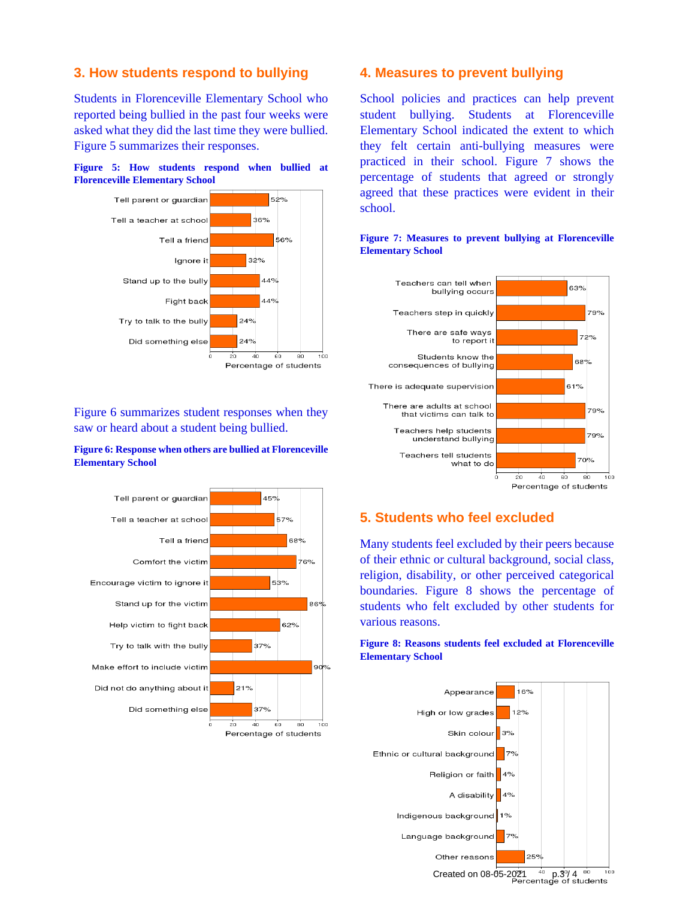## 3. How students respond to bullying

Students in Florenceville Elementary School who reported being bullied in the past four weeks were asked what they did the last time they were bullied. Figure 5 summarizes their responses.

**Figure 5: How students respond when bullied at Florenceville Elementary School**

| Response | Percentage of students |
|---|---|
| Tell parent or guardian | 52% |
| Tell a teacher at school | 36% |
| Tell a friend | 56% |
| Ignore it | 32% |
| Stand up to the bully | 44% |
| Fight back | 44% |
| Try to talk to the bully | 24% |
| Did something else | 24% |

Figure 6 summarizes student responses when they saw or heard about a student being bullied.

**Figure 6: Response when others are bullied at Florenceville Elementary School**

| Response | Percentage of students |
|---|---|
| Tell parent or guardian | 45% |
| Tell a teacher at school | 57% |
| Tell a friend | 68% |
| Comfort the victim | 76% |
| Encourage victim to ignore it | 53% |
| Stand up for the victim | 86% |
| Help victim to fight back | 62% |
| Try to talk with the bully | 37% |
| Make effort to include victim | 90% |
| Did not do anything about it | 21% |
| Did something else | 37% |

## 4. Measures to prevent bullying

School policies and practices can help prevent student bullying. Students at Florenceville Elementary School indicated the extent to which they felt certain anti-bullying measures were practiced in their school. Figure 7 shows the percentage of students that agreed or strongly agreed that these practices were evident in their school.

**Figure 7: Measures to prevent bullying at Florenceville Elementary School**

| Measure | Percentage of students |
|---|---|
| Teachers can tell when bullying occurs | 63% |
| Teachers step in quickly | 79% |
| There are safe ways to report it | 72% |
| Students know the consequences of bullying | 68% |
| There is adequate supervision | 61% |
| There are adults at school that victims can talk to | 79% |
| Teachers help students understand bullying | 79% |
| Teachers tell students what to do | 70% |

## 5. Students who feel excluded

Many students feel excluded by their peers because of their ethnic or cultural background, social class, religion, disability, or other perceived categorical boundaries. Figure 8 shows the percentage of students who felt excluded by other students for various reasons.

**Figure 8: Reasons students feel excluded at Florenceville Elementary School**

| Reason | Percentage of students |
|---|---|
| Appearance | 16% |
| High or low grades | 12% |
| Skin colour | 3% |
| Ethnic or cultural background | 7% |
| Religion or faith | 4% |
| A disability | 4% |
| Indigenous background | 1% |
| Language background | 7% |
| Other reasons | 25% |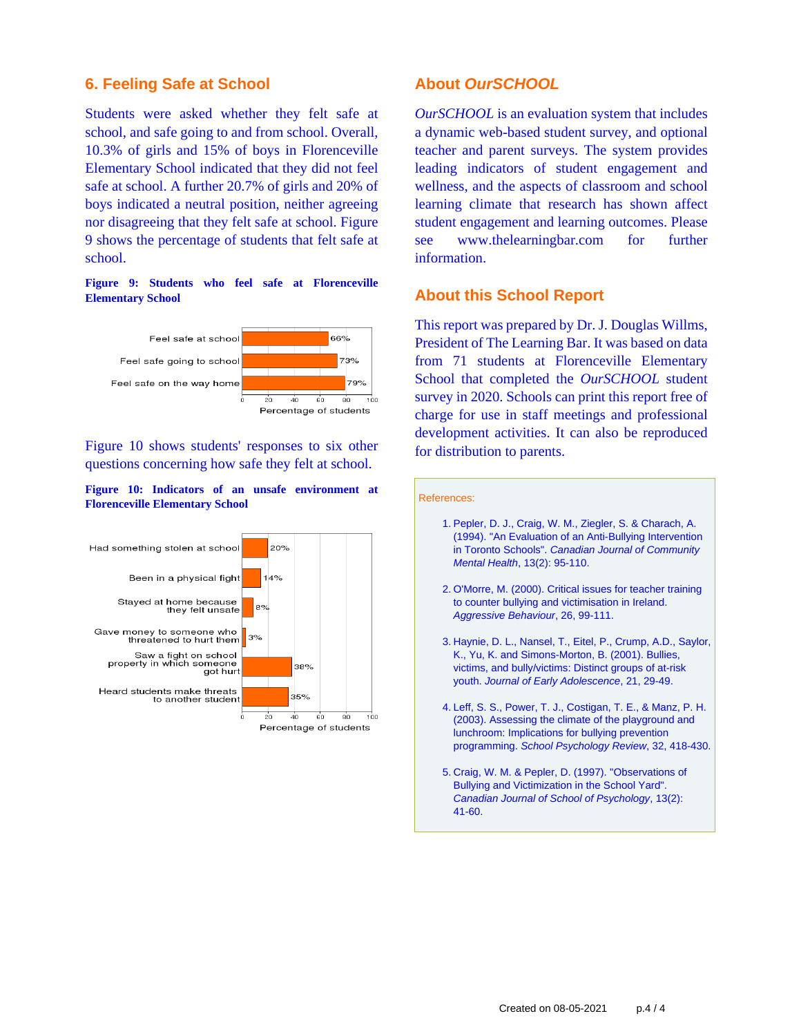## 6. Feeling Safe at School

Students were asked whether they felt safe at school, and safe going to and from school. Overall, 10.3% of girls and 15% of boys in Florenceville Elementary School indicated that they did not feel safe at school. A further 20.7% of girls and 20% of boys indicated a neutral position, neither agreeing nor disagreeing that they felt safe at school. Figure 9 shows the percentage of students that felt safe at school.

**Figure 9: Students who feel safe at Florenceville Elementary School**

Feel safe at school 66%
Feel safe going to school 73%
Feel safe on the way home 79%
0 20 40 60 80 100
Percentage of students

Figure 10 shows students' responses to six other questions concerning how safe they felt at school.

**Figure 10: Indicators of an unsafe environment at Florenceville Elementary School**

Had something stolen at school 20%
Been in a physical fight 14%
Stayed at home because they felt unsafe 8%
Gave money to someone who threatened to hurt them 3%
Saw a fight on school property in which someone got hurt 38%
Heard students make threats to another student 35%
0 20 40 60 80 100
Percentage of students

## About *OurSCHOOL*

*OurSCHOOL* is an evaluation system that includes a dynamic web-based student survey, and optional teacher and parent surveys. The system provides leading indicators of student engagement and wellness, and the aspects of classroom and school learning climate that research has shown affect student engagement and learning outcomes. Please see www.thelearningbar.com for further information.

## About this School Report

This report was prepared by Dr. J. Douglas Willms, President of The Learning Bar. It was based on data from 71 students at Florenceville Elementary School that completed the *OurSCHOOL* student survey in 2020. Schools can print this report free of charge for use in staff meetings and professional development activities. It can also be reproduced for distribution to parents.

References:

1. Pepler, D. J., Craig, W. M., Ziegler, S. & Charach, A. (1994). "An Evaluation of an Anti-Bullying Intervention in Toronto Schools". *Canadian Journal of Community Mental Health*, 13(2): 95-110.
2. O'Morre, M. (2000). Critical issues for teacher training to counter bullying and victimisation in Ireland. *Aggressive Behaviour*, 26, 99-111.
3. Haynie, D. L., Nansel, T., Eitel, P., Crump, A.D., Saylor, K., Yu, K. and Simons-Morton, B. (2001). Bullies, victims, and bully/victims: Distinct groups of at-risk youth. *Journal of Early Adolescence*, 21, 29-49.
4. Leff, S. S., Power, T. J., Costigan, T. E., & Manz, P. H. (2003). Assessing the climate of the playground and lunchroom: Implications for bullying prevention programming. *School Psychology Review*, 32, 418-430.
5. Craig, W. M. & Pepler, D. (1997). "Observations of Bullying and Victimization in the School Yard". *Canadian Journal of School of Psychology*, 13(2): 41-60.

Created on 08-05-2021